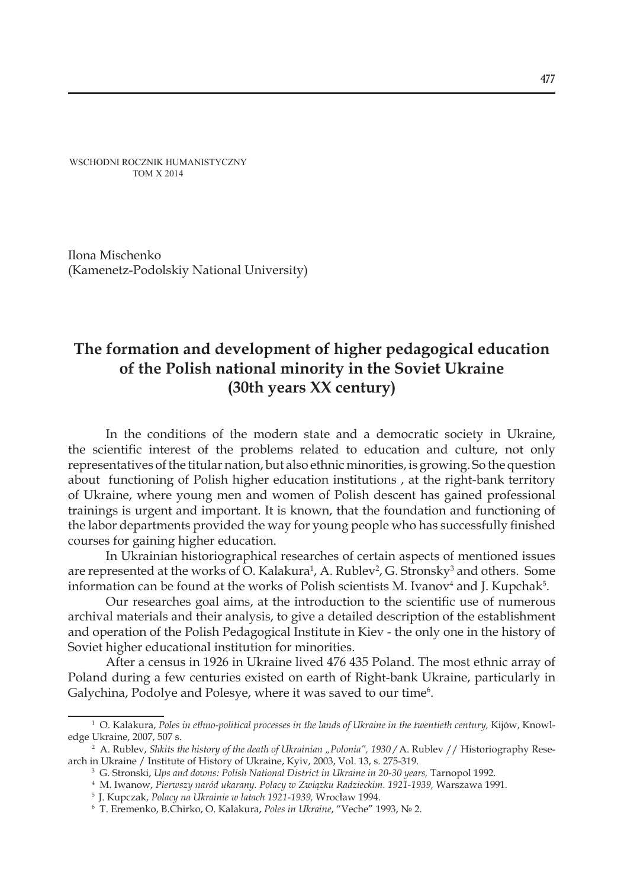WSCHODNI ROCZNIK HUMANISTYCZNY
TOM X 2014

Ilona Mischenko
(Kamenetz-Podolskiy National University)

# The formation and development of higher pedagogical education of the Polish national minority in the Soviet Ukraine (30th years XX century)

In the conditions of the modern state and a democratic society in Ukraine, the scientific interest of the problems related to education and culture, not only representatives of the titular nation, but also ethnic minorities, is growing. So the question about functioning of Polish higher education institutions , at the right-bank territory of Ukraine, where young men and women of Polish descent has gained professional trainings is urgent and important. It is known, that the foundation and functioning of the labor departments provided the way for young people who has successfully finished courses for gaining higher education.

In Ukrainian historiographical researches of certain aspects of mentioned issues are represented at the works of O. Kalakura[1], A. Rublev[2], G. Stronsky[3] and others. Some information can be found at the works of Polish scientists M. Ivanov[4] and J. Kupchak[5].

Our researches goal aims, at the introduction to the scientific use of numerous archival materials and their analysis, to give a detailed description of the establishment and operation of the Polish Pedagogical Institute in Kiev - the only one in the history of Soviet higher educational institution for minorities.

After a census in 1926 in Ukraine lived 476 435 Poland. The most ethnic array of Poland during a few centuries existed on earth of Right-bank Ukraine, particularly in Galychina, Podolye and Polesye, where it was saved to our time[6].

---

[1] O. Kalakura, *Poles in ethno-political processes in the lands of Ukraine in the twentieth century,* Kijów, Knowledge Ukraine, 2007, 507 s.

[2] A. Rublev, *Shkits the history of the death of Ukrainian „Polonia", 1930* / A. Rublev // Historiography Research in Ukraine / Institute of History of Ukraine, Kyiv, 2003, Vol. 13, s. 275-319.

[3] G. Stronski, *Ups and downs: Polish National District in Ukraine in 20-30 years,* Tarnopol 1992.

[4] M. Iwanow, *Pierwszy naród ukarany. Polacy w Związku Radzieckim. 1921-1939,* Warszawa 1991.

[5] J. Kupczak, *Polacy na Ukrainie w latach 1921-1939,* Wrocław 1994.

[6] T. Eremenko, B.Chirko, O. Kalakura, *Poles in Ukraine*, "Veche" 1993, № 2.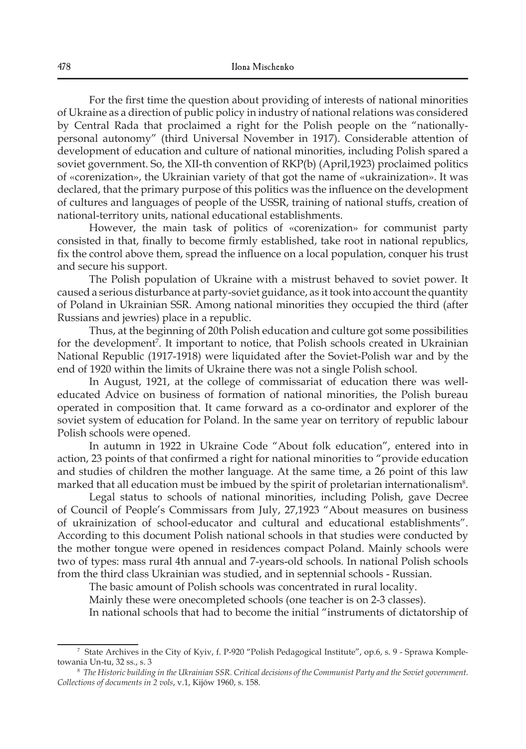For the first time the question about providing of interests of national minorities of Ukraine as a direction of public policy in industry of national relations was considered by Central Rada that proclaimed a right for the Polish people on the "nationally-personal autonomy" (third Universal November in 1917). Considerable attention of development of education and culture of national minorities, including Polish spared a soviet government. So, the XII-th convention of RKP(b) (April,1923) proclaimed politics of «corenization», the Ukrainian variety of that got the name of «ukrainization». It was declared, that the primary purpose of this politics was the influence on the development of cultures and languages of people of the USSR, training of national stuffs, creation of national-territory units, national educational establishments.

However, the main task of politics of «corenization» for communist party consisted in that, finally to become firmly established, take root in national republics, fix the control above them, spread the influence on a local population, conquer his trust and secure his support.

The Polish population of Ukraine with a mistrust behaved to soviet power. It caused a serious disturbance at party-soviet guidance, as it took into account the quantity of Poland in Ukrainian SSR. Among national minorities they occupied the third (after Russians and jewries) place in a republic.

Thus, at the beginning of 20th Polish education and culture got some possibilities for the development[7]. It important to notice, that Polish schools created in Ukrainian National Republic (1917-1918) were liquidated after the Soviet-Polish war and by the end of 1920 within the limits of Ukraine there was not a single Polish school.

In August, 1921, at the college of commissariat of education there was well-educated Advice on business of formation of national minorities, the Polish bureau operated in composition that. It came forward as a co-ordinator and explorer of the soviet system of education for Poland. In the same year on territory of republic labour Polish schools were opened.

In autumn in 1922 in Ukraine Code "About folk education", entered into in action, 23 points of that confirmed a right for national minorities to "provide education and studies of children the mother language. At the same time, a 26 point of this law marked that all education must be imbued by the spirit of proletarian internationalism[8].

Legal status to schools of national minorities, including Polish, gave Decree of Council of People's Commissars from July, 27,1923 "About measures on business of ukrainization of school-educator and cultural and educational establishments". According to this document Polish national schools in that studies were conducted by the mother tongue were opened in residences compact Poland. Mainly schools were two of types: mass rural 4th annual and 7-years-old schools. In national Polish schools from the third class Ukrainian was studied, and in septennial schools - Russian.

The basic amount of Polish schools was concentrated in rural locality.

Mainly these were onecompleted schools (one teacher is on 2-3 classes).

In national schools that had to become the initial "instruments of dictatorship of

---

[7] State Archives in the City of Kyiv, f. P-920 "Polish Pedagogical Institute", op.6, s. 9 - Sprawa Kompletowania Un-tu, 32 ss., s. 3

[8] *The Historic building in the Ukrainian SSR. Critical decisions of the Communist Party and the Soviet government. Collections of documents in 2 vols*, v.1, Kijów 1960, s. 158.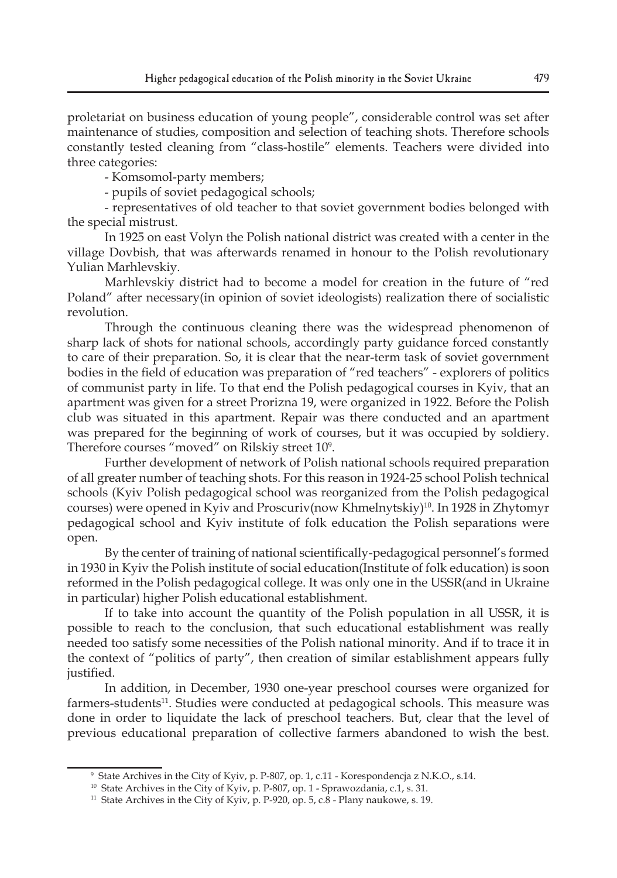proletariat on business education of young people", considerable control was set after maintenance of studies, composition and selection of teaching shots. Therefore schools constantly tested cleaning from "class-hostile" elements. Teachers were divided into three categories:

- Komsomol-party members;
- pupils of soviet pedagogical schools;
- representatives of old teacher to that soviet government bodies belonged with the special mistrust.

In 1925 on east Volyn the Polish national district was created with a center in the village Dovbish, that was afterwards renamed in honour to the Polish revolutionary Yulian Marhlevskiy.

Marhlevskiy district had to become a model for creation in the future of "red Poland" after necessary(in opinion of soviet ideologists) realization there of socialistic revolution.

Through the continuous cleaning there was the widespread phenomenon of sharp lack of shots for national schools, accordingly party guidance forced constantly to care of their preparation. So, it is clear that the near-term task of soviet government bodies in the field of education was preparation of "red teachers" - explorers of politics of communist party in life. To that end the Polish pedagogical courses in Kyiv, that an apartment was given for a street Prorizna 19, were organized in 1922. Before the Polish club was situated in this apartment. Repair was there conducted and an apartment was prepared for the beginning of work of courses, but it was occupied by soldiery. Therefore courses "moved" on Rilskiy street 10[9].

Further development of network of Polish national schools required preparation of all greater number of teaching shots. For this reason in 1924-25 school Polish technical schools (Kyiv Polish pedagogical school was reorganized from the Polish pedagogical courses) were opened in Kyiv and Proscuriv(now Khmelnytskiy)[10]. In 1928 in Zhytomyr pedagogical school and Kyiv institute of folk education the Polish separations were open.

By the center of training of national scientifically-pedagogical personnel's formed in 1930 in Kyiv the Polish institute of social education(Institute of folk education) is soon reformed in the Polish pedagogical college. It was only one in the USSR(and in Ukraine in particular) higher Polish educational establishment.

If to take into account the quantity of the Polish population in all USSR, it is possible to reach to the conclusion, that such educational establishment was really needed too satisfy some necessities of the Polish national minority. And if to trace it in the context of "politics of party", then creation of similar establishment appears fully justified.

In addition, in December, 1930 one-year preschool courses were organized for farmers-students[11]. Studies were conducted at pedagogical schools. This measure was done in order to liquidate the lack of preschool teachers. But, clear that the level of previous educational preparation of collective farmers abandoned to wish the best.

---

[9] State Archives in the City of Kyiv, p. P-807, op. 1, c.11 - Korespondencja z N.K.O., s.14.

[10] State Archives in the City of Kyiv, p. P-807, op. 1 - Sprawozdania, c.1, s. 31.

[11] State Archives in the City of Kyiv, p. P-920, op. 5, c.8 - Plany naukowe, s. 19.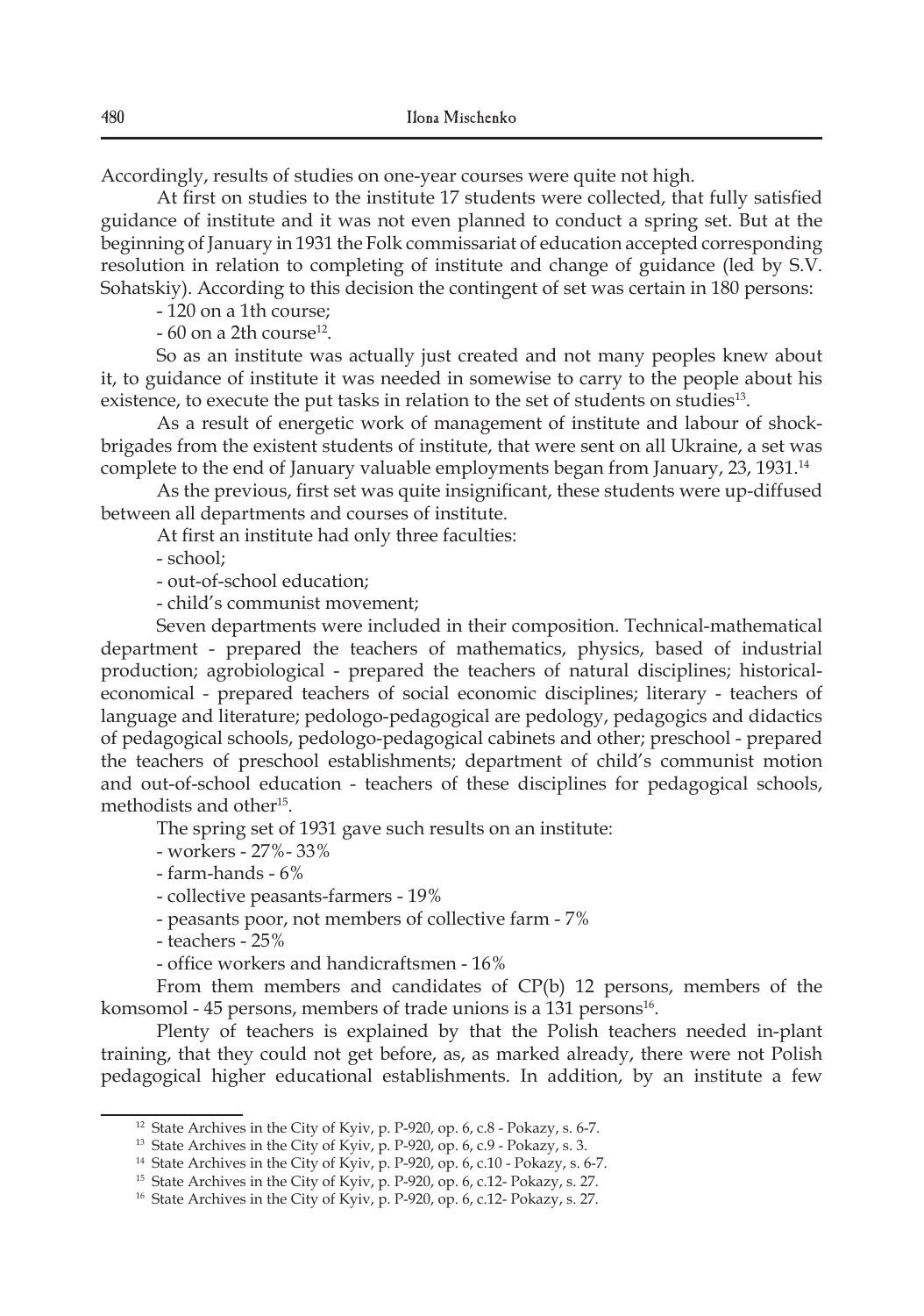Accordingly, results of studies on one-year courses were quite not high.

At first on studies to the institute 17 students were collected, that fully satisfied guidance of institute and it was not even planned to conduct a spring set. But at the beginning of January in 1931 the Folk commissariat of education accepted corresponding resolution in relation to completing of institute and change of guidance (led by S.V. Sohatskiy). According to this decision the contingent of set was certain in 180 persons:

- 120 on a 1th course;
- 60 on a 2th course[12].

So as an institute was actually just created and not many peoples knew about it, to guidance of institute it was needed in somewise to carry to the people about his existence, to execute the put tasks in relation to the set of students on studies[13].

As a result of energetic work of management of institute and labour of shock-brigades from the existent students of institute, that were sent on all Ukraine, a set was complete to the end of January valuable employments began from January, 23, 1931.[14]

As the previous, first set was quite insignificant, these students were up-diffused between all departments and courses of institute.

At first an institute had only three faculties:

- school;
- out-of-school education;
- child's communist movement;

Seven departments were included in their composition. Technical-mathematical department - prepared the teachers of mathematics, physics, based of industrial production; agrobiological - prepared the teachers of natural disciplines; historical-economical - prepared teachers of social economic disciplines; literary - teachers of language and literature; pedologo-pedagogical are pedology, pedagogics and didactics of pedagogical schools, pedologo-pedagogical cabinets and other; preschool - prepared the teachers of preschool establishments; department of child's communist motion and out-of-school education - teachers of these disciplines for pedagogical schools, methodists and other[15].

The spring set of 1931 gave such results on an institute:

- workers - 27%- 33%
- farm-hands - 6%
- collective peasants-farmers - 19%
- peasants poor, not members of collective farm - 7%
- teachers - 25%
- office workers and handicraftsmen - 16%

From them members and candidates of CP(b) 12 persons, members of the komsomol - 45 persons, members of trade unions is a 131 persons[16].

Plenty of teachers is explained by that the Polish teachers needed in-plant training, that they could not get before, as, as marked already, there were not Polish pedagogical higher educational establishments. In addition, by an institute a few

---

[12] State Archives in the City of Kyiv, p. P-920, op. 6, c.8 - Pokazy, s. 6-7.

[13] State Archives in the City of Kyiv, p. P-920, op. 6, c.9 - Pokazy, s. 3.

[14] State Archives in the City of Kyiv, p. P-920, op. 6, c.10 - Pokazy, s. 6-7.

[15] State Archives in the City of Kyiv, p. P-920, op. 6, c.12- Pokazy, s. 27.

[16] State Archives in the City of Kyiv, p. P-920, op. 6, c.12- Pokazy, s. 27.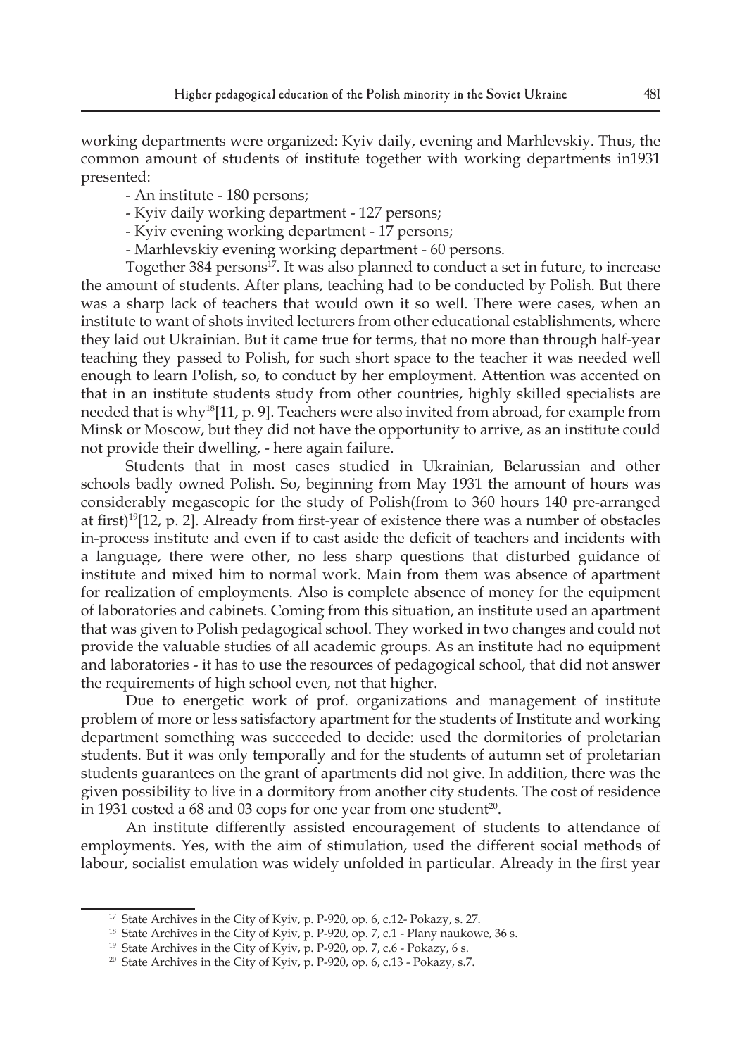working departments were organized: Kyiv daily, evening and Marhlevskiy. Thus, the common amount of students of institute together with working departments in1931 presented:

- An institute - 180 persons;
- Kyiv daily working department - 127 persons;
- Kyiv evening working department - 17 persons;
- Marhlevskiy evening working department - 60 persons.

Together 384 persons[17]. It was also planned to conduct a set in future, to increase the amount of students. After plans, teaching had to be conducted by Polish. But there was a sharp lack of teachers that would own it so well. There were cases, when an institute to want of shots invited lecturers from other educational establishments, where they laid out Ukrainian. But it came true for terms, that no more than through half-year teaching they passed to Polish, for such short space to the teacher it was needed well enough to learn Polish, so, to conduct by her employment. Attention was accented on that in an institute students study from other countries, highly skilled specialists are needed that is why[18][11, p. 9]. Teachers were also invited from abroad, for example from Minsk or Moscow, but they did not have the opportunity to arrive, as an institute could not provide their dwelling, - here again failure.

Students that in most cases studied in Ukrainian, Belarussian and other schools badly owned Polish. So, beginning from May 1931 the amount of hours was considerably megascopic for the study of Polish(from to 360 hours 140 pre-arranged at first)[19][12, p. 2]. Already from first-year of existence there was a number of obstacles in-process institute and even if to cast aside the deficit of teachers and incidents with a language, there were other, no less sharp questions that disturbed guidance of institute and mixed him to normal work. Main from them was absence of apartment for realization of employments. Also is complete absence of money for the equipment of laboratories and cabinets. Coming from this situation, an institute used an apartment that was given to Polish pedagogical school. They worked in two changes and could not provide the valuable studies of all academic groups. As an institute had no equipment and laboratories - it has to use the resources of pedagogical school, that did not answer the requirements of high school even, not that higher.

Due to energetic work of prof. organizations and management of institute problem of more or less satisfactory apartment for the students of Institute and working department something was succeeded to decide: used the dormitories of proletarian students. But it was only temporally and for the students of autumn set of proletarian students guarantees on the grant of apartments did not give. In addition, there was the given possibility to live in a dormitory from another city students. The cost of residence in 1931 costed a 68 and 03 cops for one year from one student[20].

An institute differently assisted encouragement of students to attendance of employments. Yes, with the aim of stimulation, used the different social methods of labour, socialist emulation was widely unfolded in particular. Already in the first year

---

[17] State Archives in the City of Kyiv, p. P-920, op. 6, c.12- Pokazy, s. 27.

[18] State Archives in the City of Kyiv, p. P-920, op. 7, c.1 - Plany naukowe, 36 s.

[19] State Archives in the City of Kyiv, p. P-920, op. 7, c.6 - Pokazy, 6 s.

[20] State Archives in the City of Kyiv, p. P-920, op. 6, c.13 - Pokazy, s.7.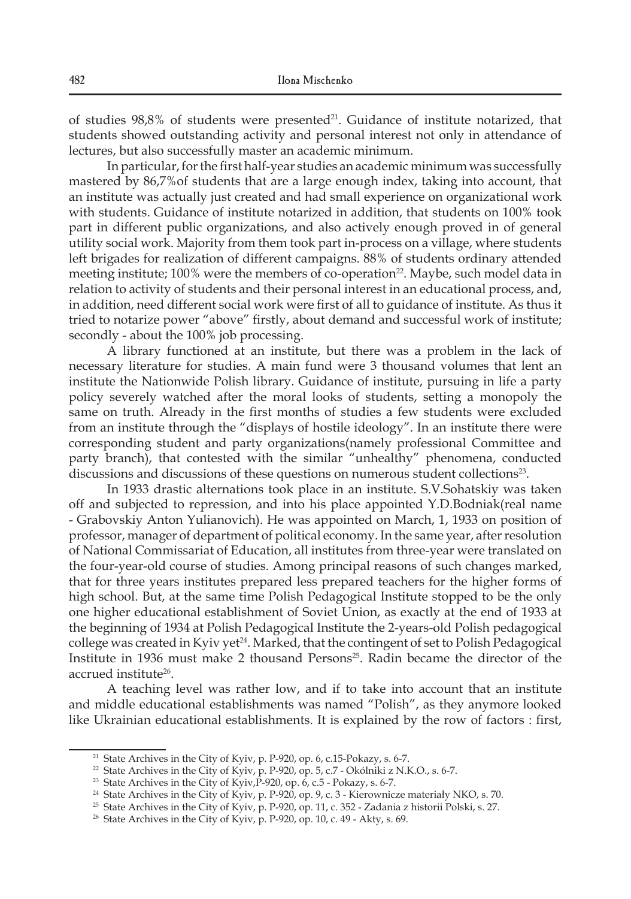of studies 98,8% of students were presented[21]. Guidance of institute notarized, that students showed outstanding activity and personal interest not only in attendance of lectures, but also successfully master an academic minimum.

In particular, for the first half-year studies an academic minimum was successfully mastered by 86,7%of students that are a large enough index, taking into account, that an institute was actually just created and had small experience on organizational work with students. Guidance of institute notarized in addition, that students on 100% took part in different public organizations, and also actively enough proved in of general utility social work. Majority from them took part in-process on a village, where students left brigades for realization of different campaigns. 88% of students ordinary attended meeting institute; 100% were the members of co-operation[22]. Maybe, such model data in relation to activity of students and their personal interest in an educational process, and, in addition, need different social work were first of all to guidance of institute. As thus it tried to notarize power "above" firstly, about demand and successful work of institute; secondly - about the 100% job processing.

A library functioned at an institute, but there was a problem in the lack of necessary literature for studies. A main fund were 3 thousand volumes that lent an institute the Nationwide Polish library. Guidance of institute, pursuing in life a party policy severely watched after the moral looks of students, setting a monopoly the same on truth. Already in the first months of studies a few students were excluded from an institute through the "displays of hostile ideology". In an institute there were corresponding student and party organizations(namely professional Committee and party branch), that contested with the similar "unhealthy" phenomena, conducted discussions and discussions of these questions on numerous student collections[23].

In 1933 drastic alternations took place in an institute. S.V.Sohatskiy was taken off and subjected to repression, and into his place appointed Y.D.Bodniak(real name - Grabovskiy Anton Yulianovich). He was appointed on March, 1, 1933 on position of professor, manager of department of political economy. In the same year, after resolution of National Commissariat of Education, all institutes from three-year were translated on the four-year-old course of studies. Among principal reasons of such changes marked, that for three years institutes prepared less prepared teachers for the higher forms of high school. But, at the same time Polish Pedagogical Institute stopped to be the only one higher educational establishment of Soviet Union, as exactly at the end of 1933 at the beginning of 1934 at Polish Pedagogical Institute the 2-years-old Polish pedagogical college was created in Kyiv yet[24]. Marked, that the contingent of set to Polish Pedagogical Institute in 1936 must make 2 thousand Persons[25]. Radin became the director of the accrued institute[26].

A teaching level was rather low, and if to take into account that an institute and middle educational establishments was named "Polish", as they anymore looked like Ukrainian educational establishments. It is explained by the row of factors : first,

---

[21] State Archives in the City of Kyiv, p. P-920, op. 6, c.15-Pokazy, s. 6-7.

[22] State Archives in the City of Kyiv, p. P-920, op. 5, c.7 - Okólniki z N.K.O., s. 6-7.

[23] State Archives in the City of Kyiv,P-920, op. 6, c.5 - Pokazy, s. 6-7.

[24] State Archives in the City of Kyiv, p. P-920, op. 9, c. 3 - Kierownicze materiały NKO, s. 70.

[25] State Archives in the City of Kyiv, p. P-920, op. 11, c. 352 - Zadania z historii Polski, s. 27.

[26] State Archives in the City of Kyiv, p. P-920, op. 10, c. 49 - Akty, s. 69.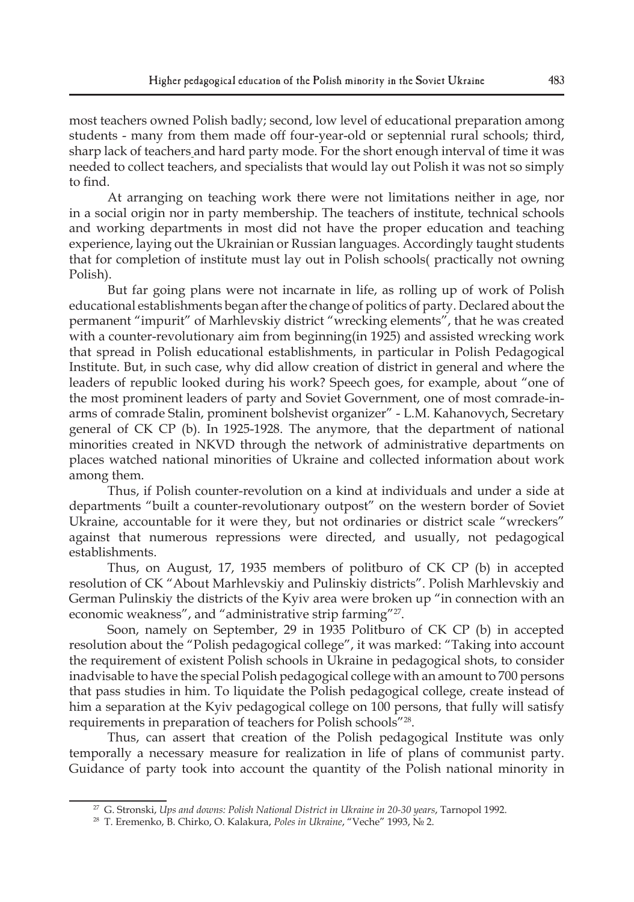most teachers owned Polish badly; second, low level of educational preparation among students - many from them made off four-year-old or septennial rural schools; third, sharp lack of teachers and hard party mode. For the short enough interval of time it was needed to collect teachers, and specialists that would lay out Polish it was not so simply to find.

At arranging on teaching work there were not limitations neither in age, nor in a social origin nor in party membership. The teachers of institute, technical schools and working departments in most did not have the proper education and teaching experience, laying out the Ukrainian or Russian languages. Accordingly taught students that for completion of institute must lay out in Polish schools( practically not owning Polish).

But far going plans were not incarnate in life, as rolling up of work of Polish educational establishments began after the change of politics of party. Declared about the permanent "impurit" of Marhlevskiy district "wrecking elements", that he was created with a counter-revolutionary aim from beginning(in 1925) and assisted wrecking work that spread in Polish educational establishments, in particular in Polish Pedagogical Institute. But, in such case, why did allow creation of district in general and where the leaders of republic looked during his work? Speech goes, for example, about "one of the most prominent leaders of party and Soviet Government, one of most comrade-in-arms of comrade Stalin, prominent bolshevist organizer" - L.M. Kahanovych, Secretary general of CK CP (b). In 1925-1928. The anymore, that the department of national minorities created in NKVD through the network of administrative departments on places watched national minorities of Ukraine and collected information about work among them.

Thus, if Polish counter-revolution on a kind at individuals and under a side at departments "built a counter-revolutionary outpost" on the western border of Soviet Ukraine, accountable for it were they, but not ordinaries or district scale "wreckers" against that numerous repressions were directed, and usually, not pedagogical establishments.

Thus, on August, 17, 1935 members of politburo of CK CP (b) in accepted resolution of CK "About Marhlevskiy and Pulinskiy districts". Polish Marhlevskiy and German Pulinskiy the districts of the Kyiv area were broken up "in connection with an economic weakness", and "administrative strip farming"[27].

Soon, namely on September, 29 in 1935 Politburo of CK CP (b) in accepted resolution about the "Polish pedagogical college", it was marked: "Taking into account the requirement of existent Polish schools in Ukraine in pedagogical shots, to consider inadvisable to have the special Polish pedagogical college with an amount to 700 persons that pass studies in him. To liquidate the Polish pedagogical college, create instead of him a separation at the Kyiv pedagogical college on 100 persons, that fully will satisfy requirements in preparation of teachers for Polish schools"[28].

Thus, can assert that creation of the Polish pedagogical Institute was only temporally a necessary measure for realization in life of plans of communist party. Guidance of party took into account the quantity of the Polish national minority in

[27] G. Stronski, *Ups and downs: Polish National District in Ukraine in 20-30 years*, Tarnopol 1992.

[28] T. Eremenko, B. Chirko, O. Kalakura, *Poles in Ukraine*, "Veche" 1993, № 2.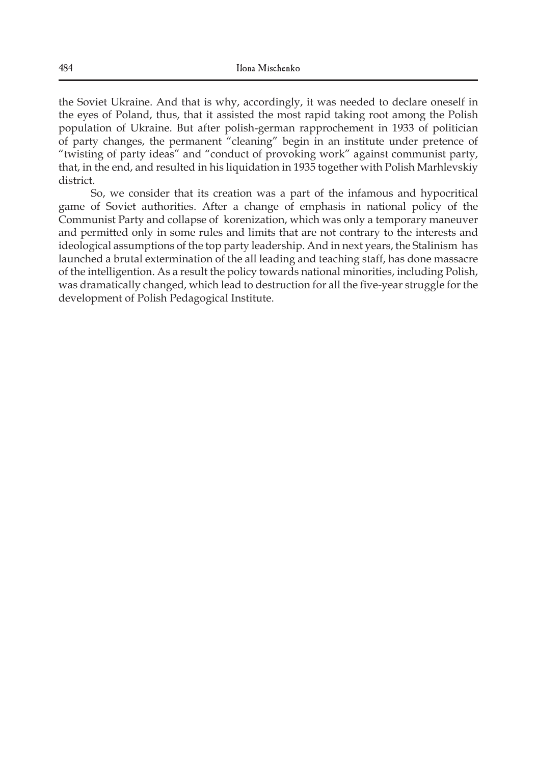the Soviet Ukraine. And that is why, accordingly, it was needed to declare oneself in the eyes of Poland, thus, that it assisted the most rapid taking root among the Polish population of Ukraine. But after polish-german rapprochement in 1933 of politician of party changes, the permanent "cleaning" begin in an institute under pretence of "twisting of party ideas" and "conduct of provoking work" against communist party, that, in the end, and resulted in his liquidation in 1935 together with Polish Marhlevskiy district.

So, we consider that its creation was a part of the infamous and hypocritical game of Soviet authorities. After a change of emphasis in national policy of the Communist Party and collapse of korenization, which was only a temporary maneuver and permitted only in some rules and limits that are not contrary to the interests and ideological assumptions of the top party leadership. And in next years, the Stalinism has launched a brutal extermination of the all leading and teaching staff, has done massacre of the intelligention. As a result the policy towards national minorities, including Polish, was dramatically changed, which lead to destruction for all the five-year struggle for the development of Polish Pedagogical Institute.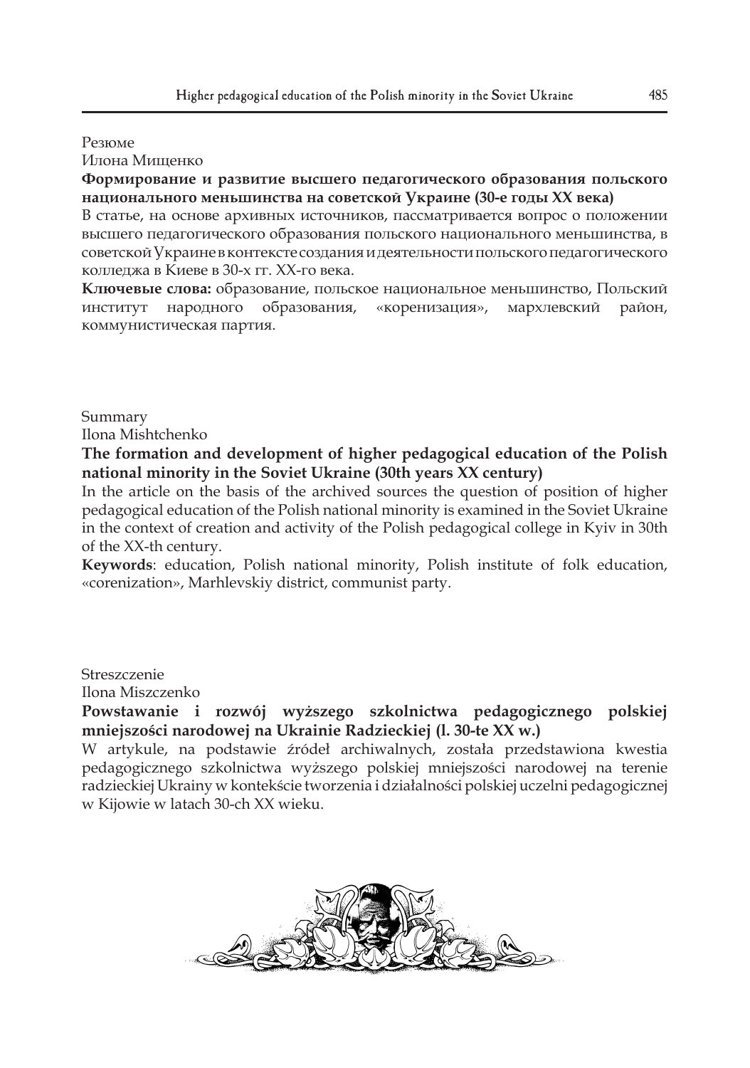Резюме

Илона Мищенко

**Формирование и развитие высшего педагогического образования польского национального меньшинства на советской Украине (30-е годы ХХ века)**

В статье, на основе архивных источников, пассматривается вопрос о положении высшего педагогического образования польского национального меньшинства, в советской Украине в контексте создания и деятельности польского педагогического колледжа в Киеве в 30-х гг. ХХ-го века.

**Ключевые слова:** образование, польское национальное меньшинство, Польский институт народного образования, «коренизация», мархлевский район, коммунистическая партия.

Summary

Ilona Mishtchenko

**The formation and development of higher pedagogical education of the Polish national minority in the Soviet Ukraine (30th years XX century)**

In the article on the basis of the archived sources the question of position of higher pedagogical education of the Polish national minority is examined in the Soviet Ukraine in the context of creation and activity of the Polish pedagogical college in Kyiv in 30th of the XX-th century.

**Keywords**: education, Polish national minority, Polish institute of folk education, «corenization», Marhlevskiy district, communist party.

Streszczenie

Ilona Miszczenko

**Powstawanie i rozwój wyższego szkolnictwa pedagogicznego polskiej mniejszości narodowej na Ukrainie Radzieckiej (l. 30-te XX w.)**

W artykule, na podstawie źródeł archiwalnych, została przedstawiona kwestia pedagogicznego szkolnictwa wyższego polskiej mniejszości narodowej na terenie radzieckiej Ukrainy w kontekście tworzenia i działalności polskiej uczelni pedagogicznej w Kijowie w latach 30-ch XX wieku.